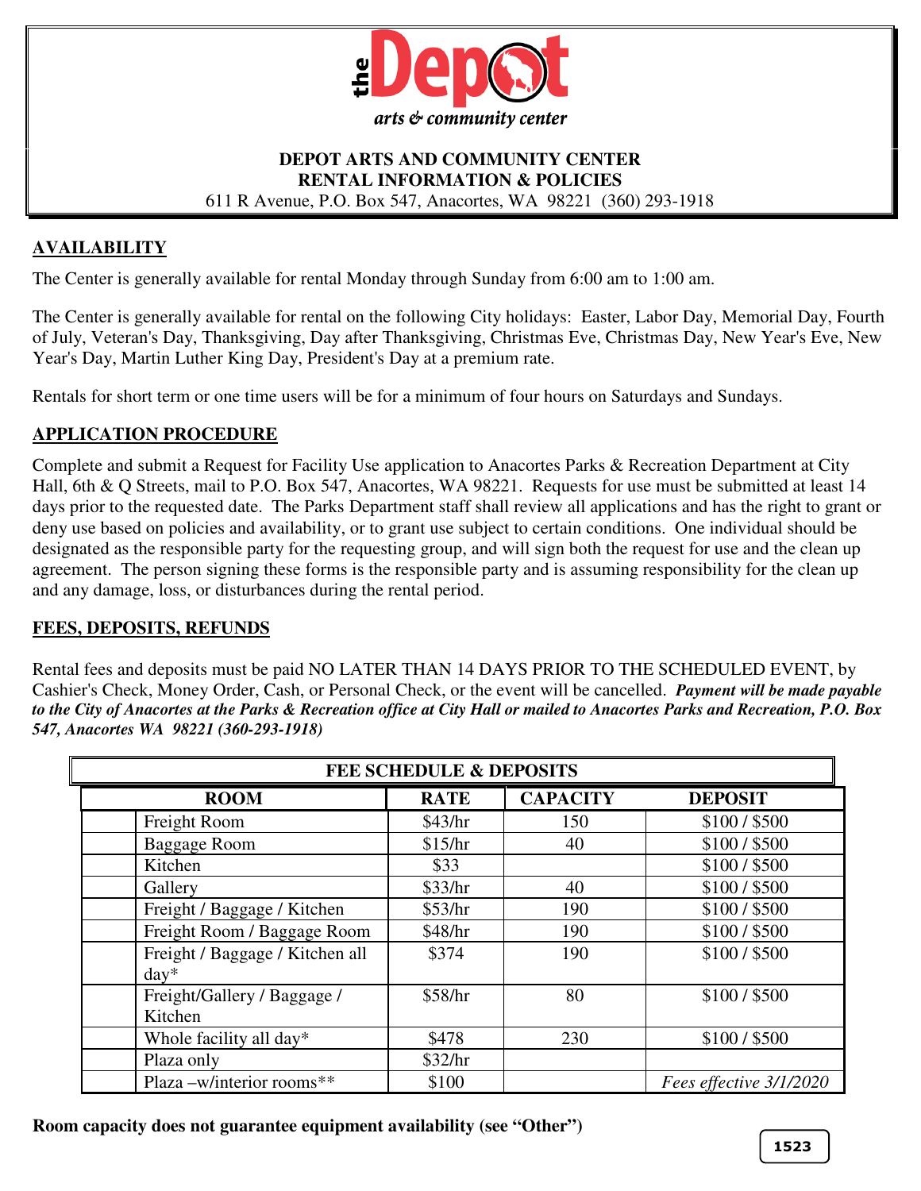# the Depot

*arts & community center*

**DEPOT ARTS AND COMMUNITY CENTER**
**RENTAL INFORMATION & POLICIES**
611 R Avenue, P.O. Box 547, Anacortes, WA 98221 (360) 293-1918

## AVAILABILITY

The Center is generally available for rental Monday through Sunday from 6:00 am to 1:00 am.

The Center is generally available for rental on the following City holidays: Easter, Labor Day, Memorial Day, Fourth of July, Veteran's Day, Thanksgiving, Day after Thanksgiving, Christmas Eve, Christmas Day, New Year's Eve, New Year's Day, Martin Luther King Day, President's Day at a premium rate.

Rentals for short term or one time users will be for a minimum of four hours on Saturdays and Sundays.

## APPLICATION PROCEDURE

Complete and submit a Request for Facility Use application to Anacortes Parks & Recreation Department at City Hall, 6th & Q Streets, mail to P.O. Box 547, Anacortes, WA 98221. Requests for use must be submitted at least 14 days prior to the requested date. The Parks Department staff shall review all applications and has the right to grant or deny use based on policies and availability, or to grant use subject to certain conditions. One individual should be designated as the responsible party for the requesting group, and will sign both the request for use and the clean up agreement. The person signing these forms is the responsible party and is assuming responsibility for the clean up and any damage, loss, or disturbances during the rental period.

## FEES, DEPOSITS, REFUNDS

Rental fees and deposits must be paid NO LATER THAN 14 DAYS PRIOR TO THE SCHEDULED EVENT, by Cashier's Check, Money Order, Cash, or Personal Check, or the event will be cancelled. ***Payment will be made payable to the City of Anacortes at the Parks & Recreation office at City Hall or mailed to Anacortes Parks and Recreation, P.O. Box 547, Anacortes WA 98221 (360-293-1918)***

**FEE SCHEDULE & DEPOSITS**

| ROOM | RATE | CAPACITY | DEPOSIT |
|---|---|---|---|
| Freight Room | $43/hr | 150 | $100 / $500 |
| Baggage Room | $15/hr | 40 | $100 / $500 |
| Kitchen | $33 | | $100 / $500 |
| Gallery | $33/hr | 40 | $100 / $500 |
| Freight / Baggage / Kitchen | $53/hr | 190 | $100 / $500 |
| Freight Room / Baggage Room | $48/hr | 190 | $100 / $500 |
| Freight / Baggage / Kitchen all day* | $374 | 190 | $100 / $500 |
| Freight/Gallery / Baggage / Kitchen | $58/hr | 80 | $100 / $500 |
| Whole facility all day* | $478 | 230 | $100 / $500 |
| Plaza only | $32/hr | | |
| Plaza –w/interior rooms** | $100 | | *Fees effective 3/1/2020* |

**Room capacity does not guarantee equipment availability (see "Other")**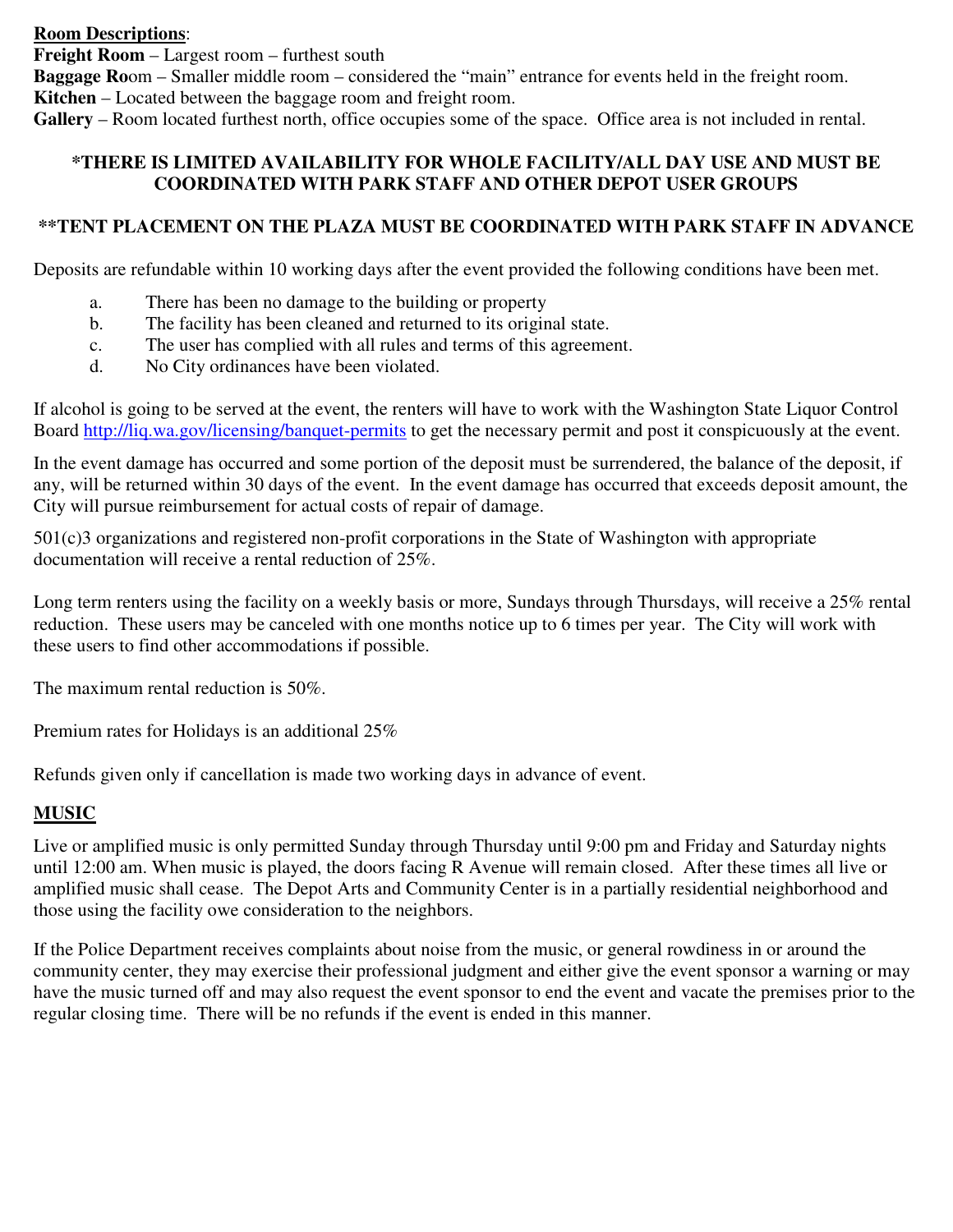**Room Descriptions**:

**Freight Room** – Largest room – furthest south

**Baggage Ro**om – Smaller middle room – considered the "main" entrance for events held in the freight room.

**Kitchen** – Located between the baggage room and freight room.

**Gallery** – Room located furthest north, office occupies some of the space. Office area is not included in rental.

**\*THERE IS LIMITED AVAILABILITY FOR WHOLE FACILITY/ALL DAY USE AND MUST BE COORDINATED WITH PARK STAFF AND OTHER DEPOT USER GROUPS**

**\*\*TENT PLACEMENT ON THE PLAZA MUST BE COORDINATED WITH PARK STAFF IN ADVANCE**

Deposits are refundable within 10 working days after the event provided the following conditions have been met.

a. There has been no damage to the building or property
b. The facility has been cleaned and returned to its original state.
c. The user has complied with all rules and terms of this agreement.
d. No City ordinances have been violated.

If alcohol is going to be served at the event, the renters will have to work with the Washington State Liquor Control Board [http://liq.wa.gov/licensing/banquet-permits](http://liq.wa.gov/licensing/banquet-permits) to get the necessary permit and post it conspicuously at the event.

In the event damage has occurred and some portion of the deposit must be surrendered, the balance of the deposit, if any, will be returned within 30 days of the event. In the event damage has occurred that exceeds deposit amount, the City will pursue reimbursement for actual costs of repair of damage.

501(c)3 organizations and registered non-profit corporations in the State of Washington with appropriate documentation will receive a rental reduction of 25%.

Long term renters using the facility on a weekly basis or more, Sundays through Thursdays, will receive a 25% rental reduction. These users may be canceled with one months notice up to 6 times per year. The City will work with these users to find other accommodations if possible.

The maximum rental reduction is 50%.

Premium rates for Holidays is an additional 25%

Refunds given only if cancellation is made two working days in advance of event.

## MUSIC

Live or amplified music is only permitted Sunday through Thursday until 9:00 pm and Friday and Saturday nights until 12:00 am. When music is played, the doors facing R Avenue will remain closed. After these times all live or amplified music shall cease. The Depot Arts and Community Center is in a partially residential neighborhood and those using the facility owe consideration to the neighbors.

If the Police Department receives complaints about noise from the music, or general rowdiness in or around the community center, they may exercise their professional judgment and either give the event sponsor a warning or may have the music turned off and may also request the event sponsor to end the event and vacate the premises prior to the regular closing time. There will be no refunds if the event is ended in this manner.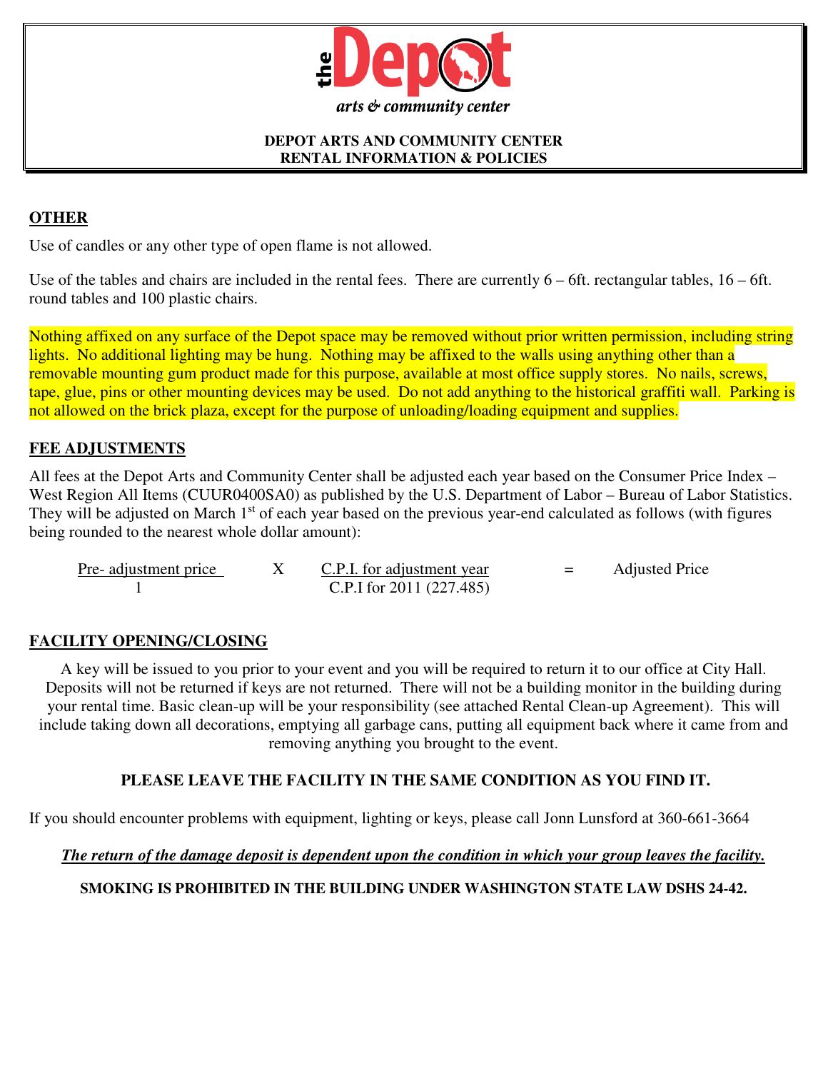**DEPOT ARTS AND COMMUNITY CENTER**
**RENTAL INFORMATION & POLICIES**

## OTHER

Use of candles or any other type of open flame is not allowed.

Use of the tables and chairs are included in the rental fees. There are currently 6 – 6ft. rectangular tables, 16 – 6ft. round tables and 100 plastic chairs.

Nothing affixed on any surface of the Depot space may be removed without prior written permission, including string lights. No additional lighting may be hung. Nothing may be affixed to the walls using anything other than a removable mounting gum product made for this purpose, available at most office supply stores. No nails, screws, tape, glue, pins or other mounting devices may be used. Do not add anything to the historical graffiti wall. Parking is not allowed on the brick plaza, except for the purpose of unloading/loading equipment and supplies.

## FEE ADJUSTMENTS

All fees at the Depot Arts and Community Center shall be adjusted each year based on the Consumer Price Index – West Region All Items (CUUR0400SA0) as published by the U.S. Department of Labor – Bureau of Labor Statistics. They will be adjusted on March 1st of each year based on the previous year-end calculated as follows (with figures being rounded to the nearest whole dollar amount):

$$\frac{\text{Pre-adjustment price}}{1} \times \frac{\text{C.P.I. for adjustment year}}{\text{C.P.I for 2011 (227.485)}} = \text{Adjusted Price}$$

## FACILITY OPENING/CLOSING

A key will be issued to you prior to your event and you will be required to return it to our office at City Hall. Deposits will not be returned if keys are not returned. There will not be a building monitor in the building during your rental time. Basic clean-up will be your responsibility (see attached Rental Clean-up Agreement). This will include taking down all decorations, emptying all garbage cans, putting all equipment back where it came from and removing anything you brought to the event.

**PLEASE LEAVE THE FACILITY IN THE SAME CONDITION AS YOU FIND IT.**

If you should encounter problems with equipment, lighting or keys, please call Jonn Lunsford at 360-661-3664

***The return of the damage deposit is dependent upon the condition in which your group leaves the facility.***

**SMOKING IS PROHIBITED IN THE BUILDING UNDER WASHINGTON STATE LAW DSHS 24-42.**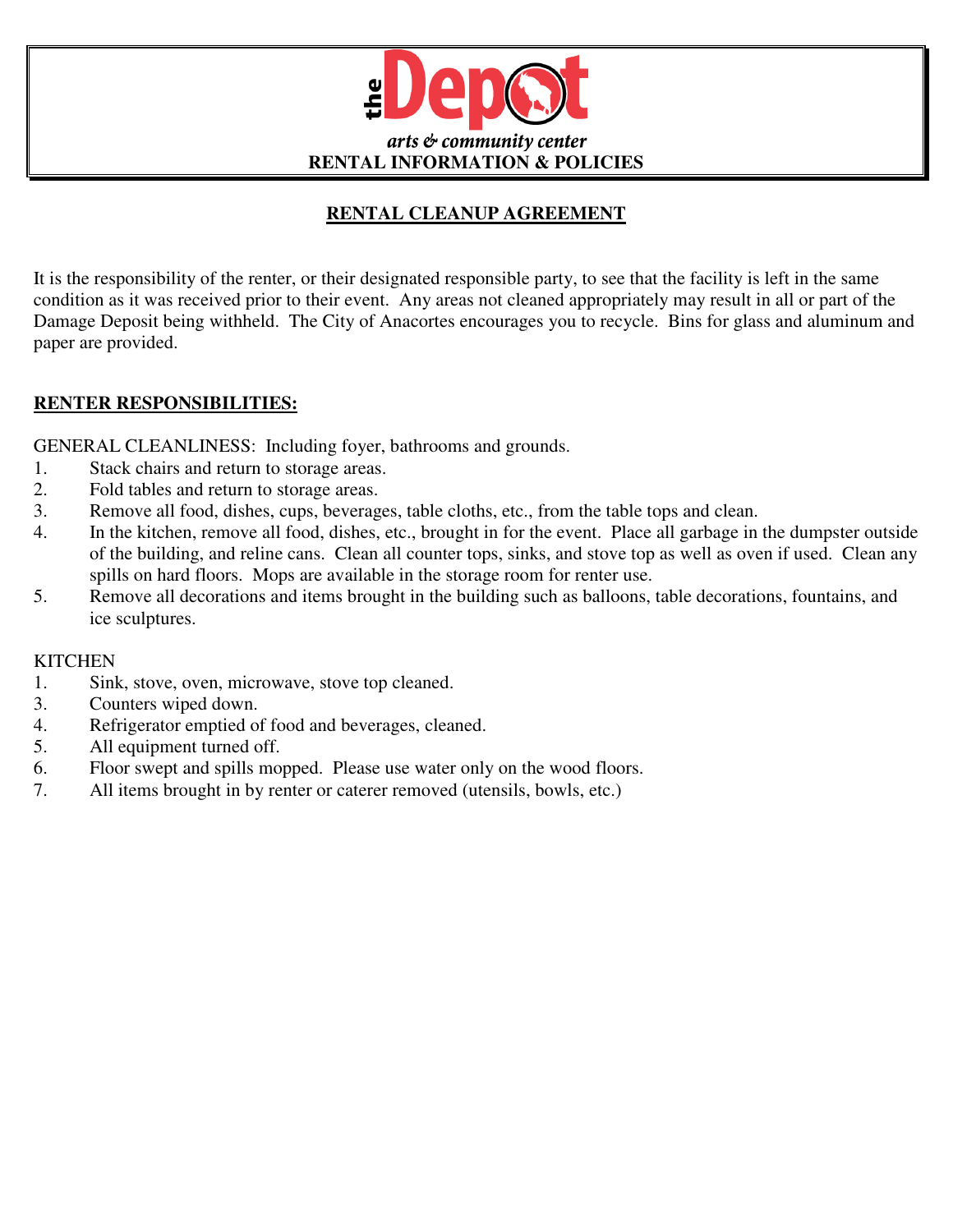# the Depot

*arts & community center*

**RENTAL INFORMATION & POLICIES**

## RENTAL CLEANUP AGREEMENT

It is the responsibility of the renter, or their designated responsible party, to see that the facility is left in the same condition as it was received prior to their event. Any areas not cleaned appropriately may result in all or part of the Damage Deposit being withheld. The City of Anacortes encourages you to recycle. Bins for glass and aluminum and paper are provided.

### RENTER RESPONSIBILITIES:

GENERAL CLEANLINESS: Including foyer, bathrooms and grounds.

1. Stack chairs and return to storage areas.
2. Fold tables and return to storage areas.
3. Remove all food, dishes, cups, beverages, table cloths, etc., from the table tops and clean.
4. In the kitchen, remove all food, dishes, etc., brought in for the event. Place all garbage in the dumpster outside of the building, and reline cans. Clean all counter tops, sinks, and stove top as well as oven if used. Clean any spills on hard floors. Mops are available in the storage room for renter use.
5. Remove all decorations and items brought in the building such as balloons, table decorations, fountains, and ice sculptures.

KITCHEN

1. Sink, stove, oven, microwave, stove top cleaned.

3. Counters wiped down.
4. Refrigerator emptied of food and beverages, cleaned.
5. All equipment turned off.
6. Floor swept and spills mopped. Please use water only on the wood floors.
7. All items brought in by renter or caterer removed (utensils, bowls, etc.)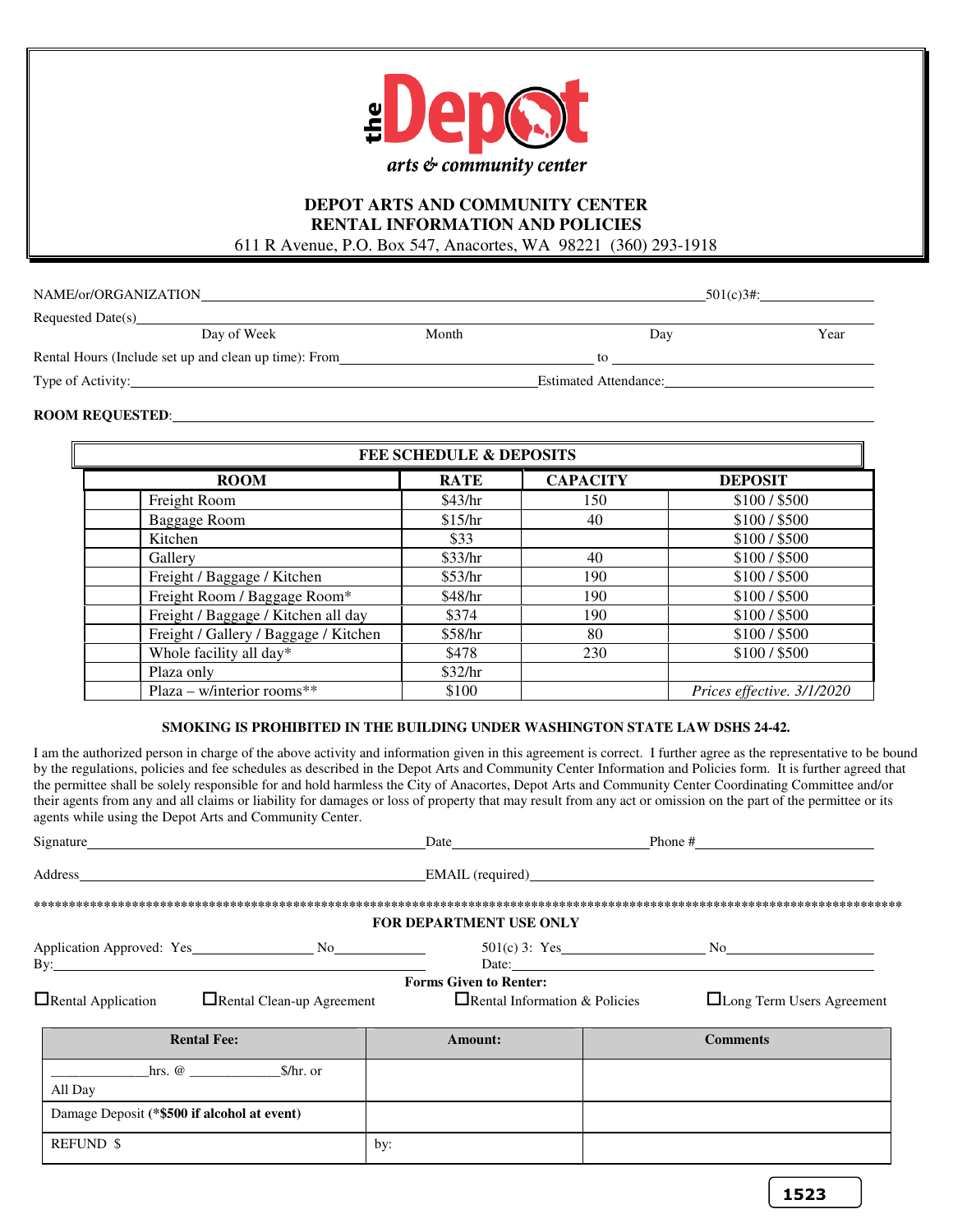**the Depot arts & community center**

# DEPOT ARTS AND COMMUNITY CENTER
## RENTAL INFORMATION AND POLICIES

611 R Avenue, P.O. Box 547, Anacortes, WA 98221 (360) 293-1918

NAME/or/ORGANIZATION\_\_\_\_\_\_\_\_\_\_\_\_\_\_\_\_\_\_\_\_\_\_\_\_\_\_\_\_\_\_\_\_ 501(c)3#:\_\_\_\_\_\_\_\_\_\_\_\_

Requested Date(s)\_\_\_\_\_\_\_\_\_\_\_\_\_\_\_\_\_\_\_\_\_\_\_\_\_\_\_\_\_\_\_\_\_\_\_\_\_\_\_\_
Day of Week Month Day Year

Rental Hours (Include set up and clean up time): From\_\_\_\_\_\_\_\_\_\_\_\_\_\_\_\_ to \_\_\_\_\_\_\_\_\_\_\_\_\_\_\_\_

Type of Activity:\_\_\_\_\_\_\_\_\_\_\_\_\_\_\_\_\_\_\_\_\_\_\_\_ Estimated Attendance:\_\_\_\_\_\_\_\_\_\_\_\_\_\_\_\_

**ROOM REQUESTED**:\_\_\_\_\_\_\_\_\_\_\_\_\_\_\_\_\_\_\_\_\_\_\_\_\_\_\_\_\_\_\_\_\_\_\_\_\_\_\_\_

**FEE SCHEDULE & DEPOSITS**

| | ROOM | RATE | CAPACITY | DEPOSIT |
|---|---|---|---|---|
| | Freight Room | $43/hr | 150 | $100 / $500 |
| | Baggage Room | $15/hr | 40 | $100 / $500 |
| | Kitchen | $33 | | $100 / $500 |
| | Gallery | $33/hr | 40 | $100 / $500 |
| | Freight / Baggage / Kitchen | $53/hr | 190 | $100 / $500 |
| | Freight Room / Baggage Room* | $48/hr | 190 | $100 / $500 |
| | Freight / Baggage / Kitchen all day | $374 | 190 | $100 / $500 |
| | Freight / Gallery / Baggage / Kitchen | $58/hr | 80 | $100 / $500 |
| | Whole facility all day* | $478 | 230 | $100 / $500 |
| | Plaza only | $32/hr | | |
| | Plaza – w/interior rooms** | $100 | | *Prices effective. 3/1/2020* |

**SMOKING IS PROHIBITED IN THE BUILDING UNDER WASHINGTON STATE LAW DSHS 24-42.**

I am the authorized person in charge of the above activity and information given in this agreement is correct. I further agree as the representative to be bound by the regulations, policies and fee schedules as described in the Depot Arts and Community Center Information and Policies form. It is further agreed that the permittee shall be solely responsible for and hold harmless the City of Anacortes, Depot Arts and Community Center Coordinating Committee and/or their agents from any and all claims or liability for damages or loss of property that may result from any act or omission on the part of the permittee or its agents while using the Depot Arts and Community Center.

Signature\_\_\_\_\_\_\_\_\_\_\_\_\_\_\_\_\_\_\_\_ Date\_\_\_\_\_\_\_\_\_\_\_\_ Phone #\_\_\_\_\_\_\_\_\_\_\_\_

Address\_\_\_\_\_\_\_\_\_\_\_\_\_\_\_\_\_\_\_\_ EMAIL (required)\_\_\_\_\_\_\_\_\_\_\_\_\_\_\_\_\_\_\_\_

\*\*\*\*\*\*\*\*\*\*\*\*\*\*\*\*\*\*\*\*\*\*\*\*\*\*\*\*\*\*\*\*\*\*\*\*\*\*\*\*\*\*\*\*\*\*\*\*\*\*\*\*\*\*\*\*\*\*\*\*\*\*\*\*\*\*\*\*\*\*\*\*\*\*\*\*\*\*

**FOR DEPARTMENT USE ONLY**

Application Approved: Yes\_\_\_\_\_\_\_\_\_\_ No\_\_\_\_\_\_\_\_\_\_ 501(c) 3: Yes\_\_\_\_\_\_\_\_\_\_ No\_\_\_\_\_\_\_\_\_\_

By:\_\_\_\_\_\_\_\_\_\_\_\_\_\_\_\_\_\_\_\_ Date:\_\_\_\_\_\_\_\_\_\_\_\_\_\_\_\_\_\_\_\_

**Forms Given to Renter:**

☐ Rental Application ☐ Rental Clean-up Agreement ☐ Rental Information & Policies ☐ Long Term Users Agreement

| Rental Fee: | Amount: | Comments |
|---|---|---|
| \_\_\_\_\_\_\_\_\_\_hrs. @ \_\_\_\_\_\_\_\_\_\_$/hr. or All Day | | |
| Damage Deposit (**\*$500 if alcohol at event**) | | |
| REFUND $ | by: | |

1523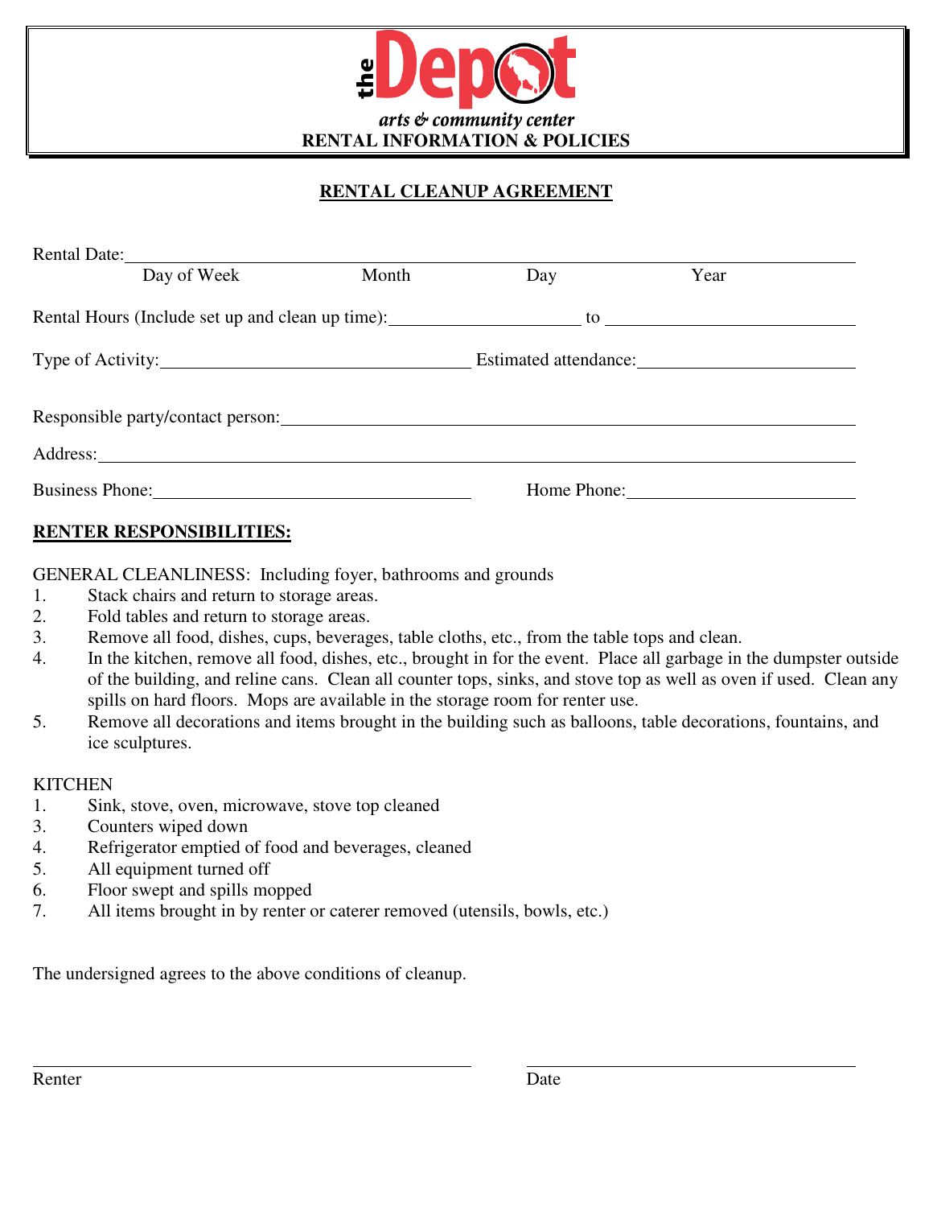# the Depot

*arts & community center*

**RENTAL INFORMATION & POLICIES**

## RENTAL CLEANUP AGREEMENT

Rental Date: ______________________________________________

Day of Week　　Month　　Day　　Year

Rental Hours (Include set up and clean up time): ______________ to ______________

Type of Activity: ______________________ Estimated attendance: ______________

Responsible party/contact person: ______________________________________________

Address: ______________________________________________

Business Phone: ______________________ Home Phone: ______________________

**RENTER RESPONSIBILITIES:**

GENERAL CLEANLINESS: Including foyer, bathrooms and grounds

1. Stack chairs and return to storage areas.
2. Fold tables and return to storage areas.
3. Remove all food, dishes, cups, beverages, table cloths, etc., from the table tops and clean.
4. In the kitchen, remove all food, dishes, etc., brought in for the event. Place all garbage in the dumpster outside of the building, and reline cans. Clean all counter tops, sinks, and stove top as well as oven if used. Clean any spills on hard floors. Mops are available in the storage room for renter use.
5. Remove all decorations and items brought in the building such as balloons, table decorations, fountains, and ice sculptures.

KITCHEN

1. Sink, stove, oven, microwave, stove top cleaned

3. Counters wiped down
4. Refrigerator emptied of food and beverages, cleaned
5. All equipment turned off
6. Floor swept and spills mopped
7. All items brought in by renter or caterer removed (utensils, bowls, etc.)

The undersigned agrees to the above conditions of cleanup.

______________________________　　______________________________

Renter　　Date